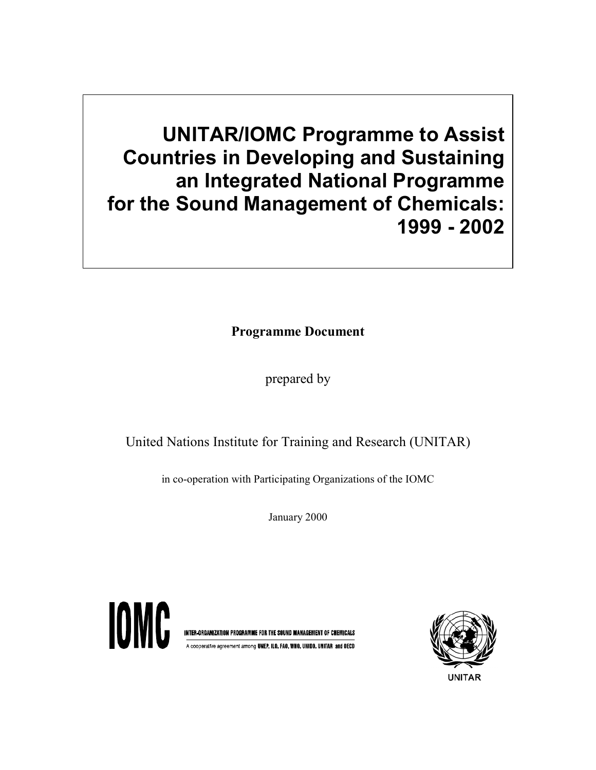# UNITAR/IOMC Programme to Assist Countries in Developing and Sustaining an Integrated National Programme for the Sound Management of Chemicals: 1999 - 2002

**Programme Document**

prepared by

United Nations Institute for Training and Research (UNITAR)

in co-operation with Participating Organizations of the IOMC

January 2000

IOMC

INTER-ORGANIZATION PROGRAMME FOR THE SOUND MANAGEMENT OF CHEMICALS

A cooperative agreement among UNEP, ILO, FAO, WHO, UNIDO, UNITAR and OECD

UNITAR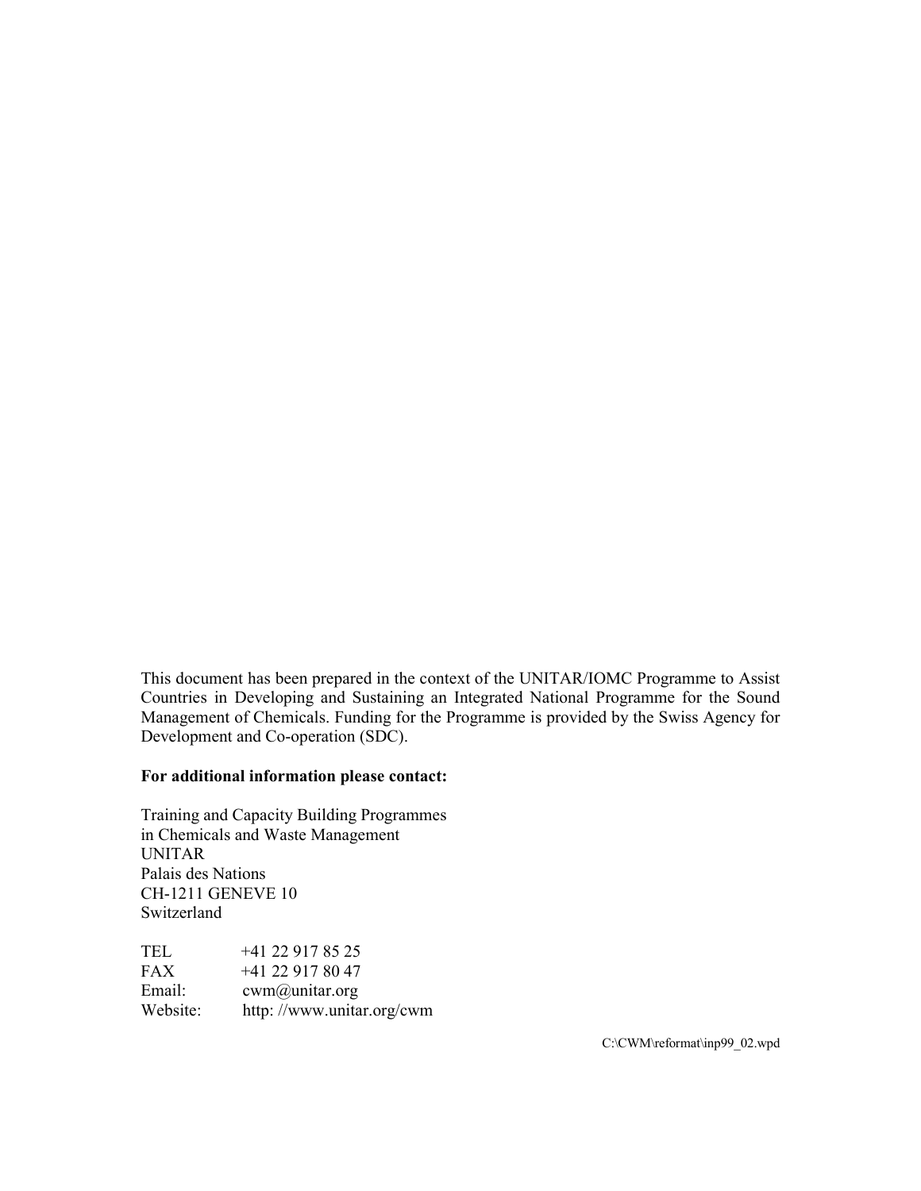This document has been prepared in the context of the UNITAR/IOMC Programme to Assist Countries in Developing and Sustaining an Integrated National Programme for the Sound Management of Chemicals. Funding for the Programme is provided by the Swiss Agency for Development and Co-operation (SDC).

**For additional information please contact:**

Training and Capacity Building Programmes
in Chemicals and Waste Management
UNITAR
Palais des Nations
CH-1211 GENEVE 10
Switzerland

| | |
|---|---|
| TEL | +41 22 917 85 25 |
| FAX | +41 22 917 80 47 |
| Email: | cwm@unitar.org |
| Website: | http: //www.unitar.org/cwm |

C:\CWM\reformat\inp99_02.wpd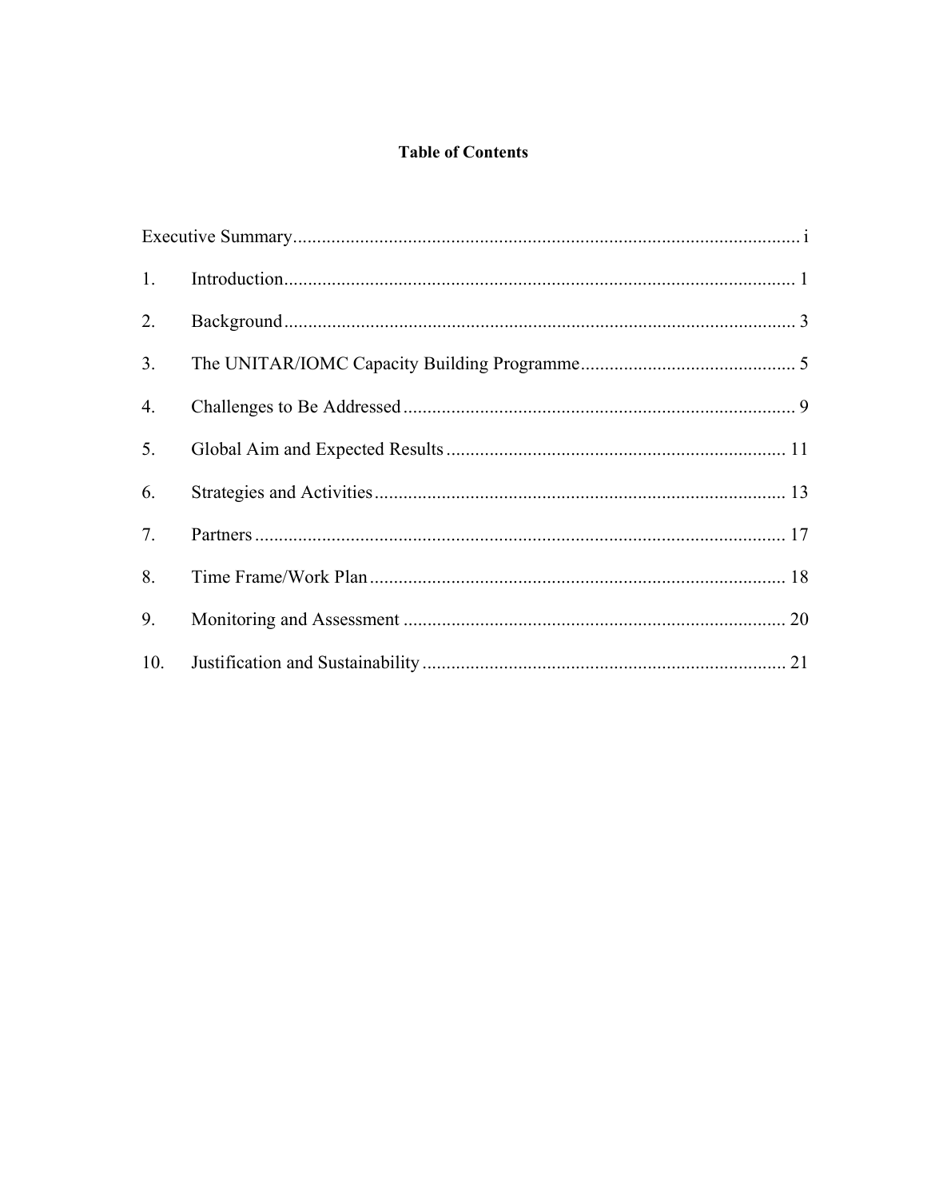**Table of Contents**

Executive Summary ........................................................................................................ i

1. Introduction ........................................................................................................ 1
2. Background ........................................................................................................ 3
3. The UNITAR/IOMC Capacity Building Programme ............................................. 5
4. Challenges to Be Addressed ................................................................................ 9
5. Global Aim and Expected Results ...................................................................... 11
6. Strategies and Activities ..................................................................................... 13
7. Partners .............................................................................................................. 17
8. Time Frame/Work Plan ...................................................................................... 18
9. Monitoring and Assessment ............................................................................... 20
10. Justification and Sustainability .......................................................................... 21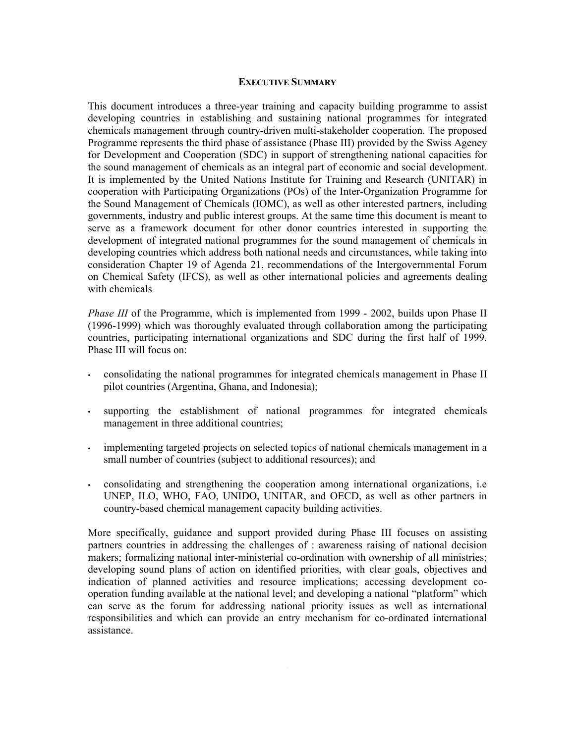## Executive Summary

This document introduces a three-year training and capacity building programme to assist developing countries in establishing and sustaining national programmes for integrated chemicals management through country-driven multi-stakeholder cooperation. The proposed Programme represents the third phase of assistance (Phase III) provided by the Swiss Agency for Development and Cooperation (SDC) in support of strengthening national capacities for the sound management of chemicals as an integral part of economic and social development. It is implemented by the United Nations Institute for Training and Research (UNITAR) in cooperation with Participating Organizations (POs) of the Inter-Organization Programme for the Sound Management of Chemicals (IOMC), as well as other interested partners, including governments, industry and public interest groups. At the same time this document is meant to serve as a framework document for other donor countries interested in supporting the development of integrated national programmes for the sound management of chemicals in developing countries which address both national needs and circumstances, while taking into consideration Chapter 19 of Agenda 21, recommendations of the Intergovernmental Forum on Chemical Safety (IFCS), as well as other international policies and agreements dealing with chemicals

*Phase III* of the Programme, which is implemented from 1999 - 2002, builds upon Phase II (1996-1999) which was thoroughly evaluated through collaboration among the participating countries, participating international organizations and SDC during the first half of 1999. Phase III will focus on:

- consolidating the national programmes for integrated chemicals management in Phase II pilot countries (Argentina, Ghana, and Indonesia);
- supporting the establishment of national programmes for integrated chemicals management in three additional countries;
- implementing targeted projects on selected topics of national chemicals management in a small number of countries (subject to additional resources); and
- consolidating and strengthening the cooperation among international organizations, i.e UNEP, ILO, WHO, FAO, UNIDO, UNITAR, and OECD, as well as other partners in country-based chemical management capacity building activities.

More specifically, guidance and support provided during Phase III focuses on assisting partners countries in addressing the challenges of : awareness raising of national decision makers; formalizing national inter-ministerial co-ordination with ownership of all ministries; developing sound plans of action on identified priorities, with clear goals, objectives and indication of planned activities and resource implications; accessing development co-operation funding available at the national level; and developing a national "platform" which can serve as the forum for addressing national priority issues as well as international responsibilities and which can provide an entry mechanism for co-ordinated international assistance.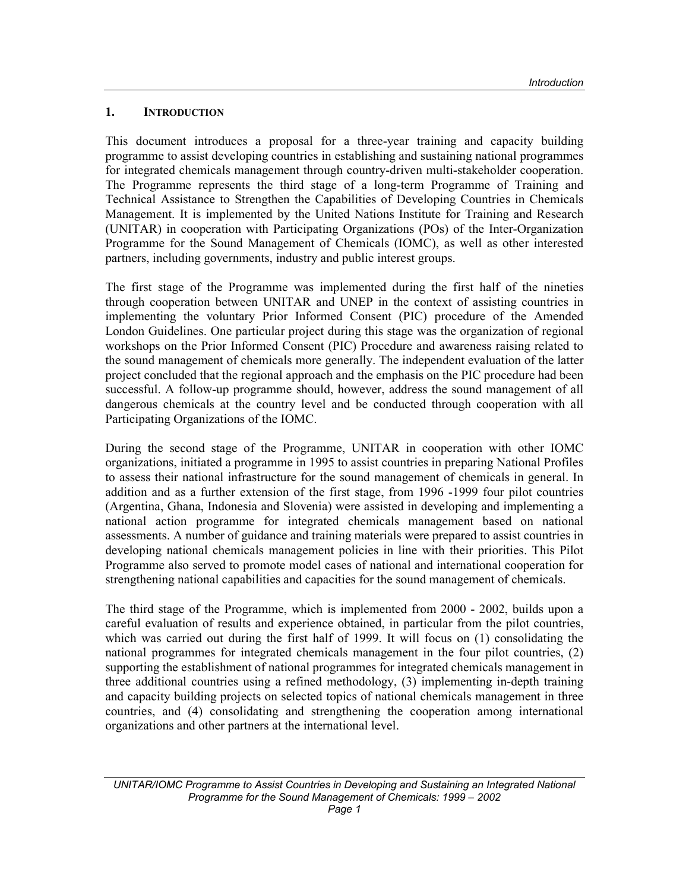# 1. INTRODUCTION

This document introduces a proposal for a three-year training and capacity building programme to assist developing countries in establishing and sustaining national programmes for integrated chemicals management through country-driven multi-stakeholder cooperation. The Programme represents the third stage of a long-term Programme of Training and Technical Assistance to Strengthen the Capabilities of Developing Countries in Chemicals Management. It is implemented by the United Nations Institute for Training and Research (UNITAR) in cooperation with Participating Organizations (POs) of the Inter-Organization Programme for the Sound Management of Chemicals (IOMC), as well as other interested partners, including governments, industry and public interest groups.

The first stage of the Programme was implemented during the first half of the nineties through cooperation between UNITAR and UNEP in the context of assisting countries in implementing the voluntary Prior Informed Consent (PIC) procedure of the Amended London Guidelines. One particular project during this stage was the organization of regional workshops on the Prior Informed Consent (PIC) Procedure and awareness raising related to the sound management of chemicals more generally. The independent evaluation of the latter project concluded that the regional approach and the emphasis on the PIC procedure had been successful. A follow-up programme should, however, address the sound management of all dangerous chemicals at the country level and be conducted through cooperation with all Participating Organizations of the IOMC.

During the second stage of the Programme, UNITAR in cooperation with other IOMC organizations, initiated a programme in 1995 to assist countries in preparing National Profiles to assess their national infrastructure for the sound management of chemicals in general. In addition and as a further extension of the first stage, from 1996 -1999 four pilot countries (Argentina, Ghana, Indonesia and Slovenia) were assisted in developing and implementing a national action programme for integrated chemicals management based on national assessments. A number of guidance and training materials were prepared to assist countries in developing national chemicals management policies in line with their priorities. This Pilot Programme also served to promote model cases of national and international cooperation for strengthening national capabilities and capacities for the sound management of chemicals.

The third stage of the Programme, which is implemented from 2000 - 2002, builds upon a careful evaluation of results and experience obtained, in particular from the pilot countries, which was carried out during the first half of 1999. It will focus on (1) consolidating the national programmes for integrated chemicals management in the four pilot countries, (2) supporting the establishment of national programmes for integrated chemicals management in three additional countries using a refined methodology, (3) implementing in-depth training and capacity building projects on selected topics of national chemicals management in three countries, and (4) consolidating and strengthening the cooperation among international organizations and other partners at the international level.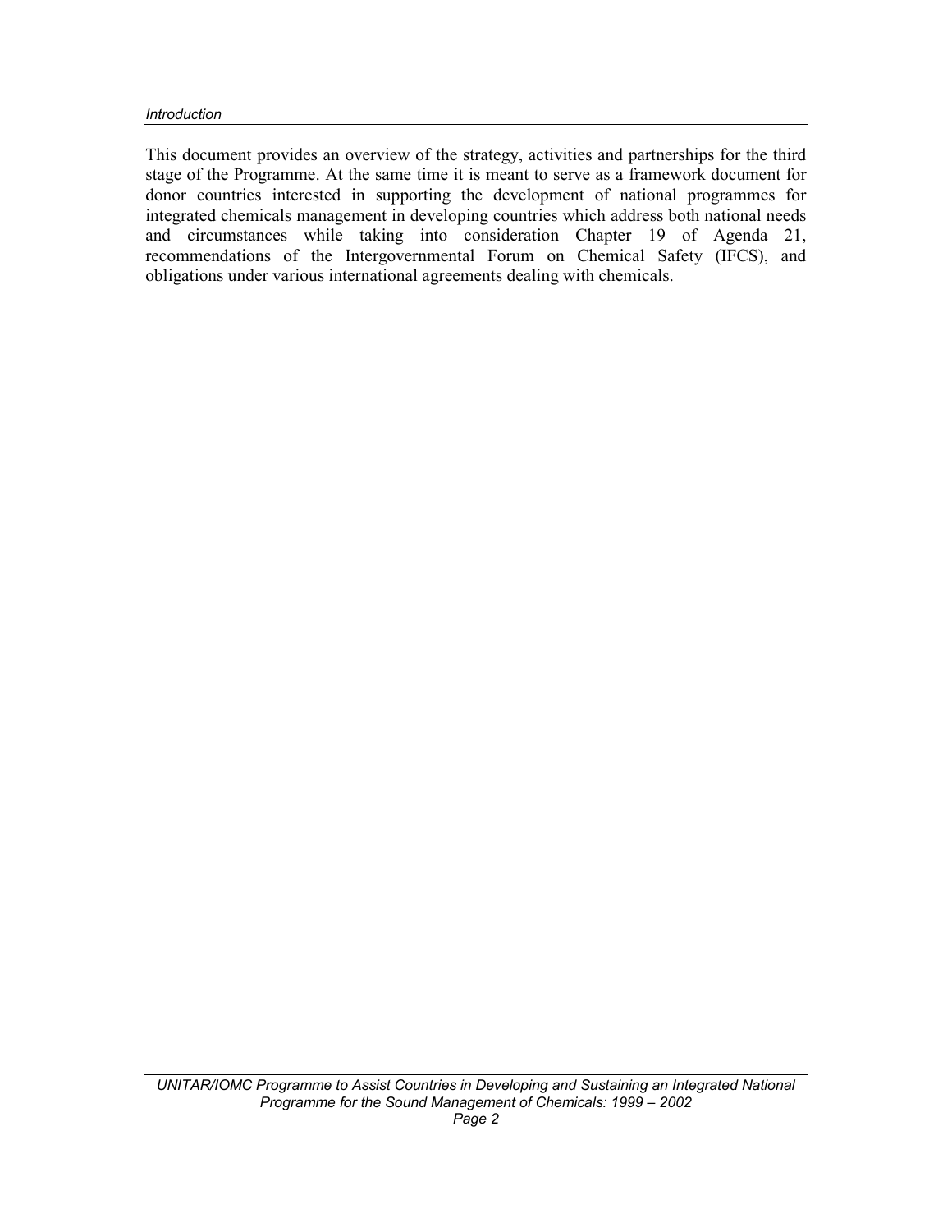This document provides an overview of the strategy, activities and partnerships for the third stage of the Programme. At the same time it is meant to serve as a framework document for donor countries interested in supporting the development of national programmes for integrated chemicals management in developing countries which address both national needs and circumstances while taking into consideration Chapter 19 of Agenda 21, recommendations of the Intergovernmental Forum on Chemical Safety (IFCS), and obligations under various international agreements dealing with chemicals.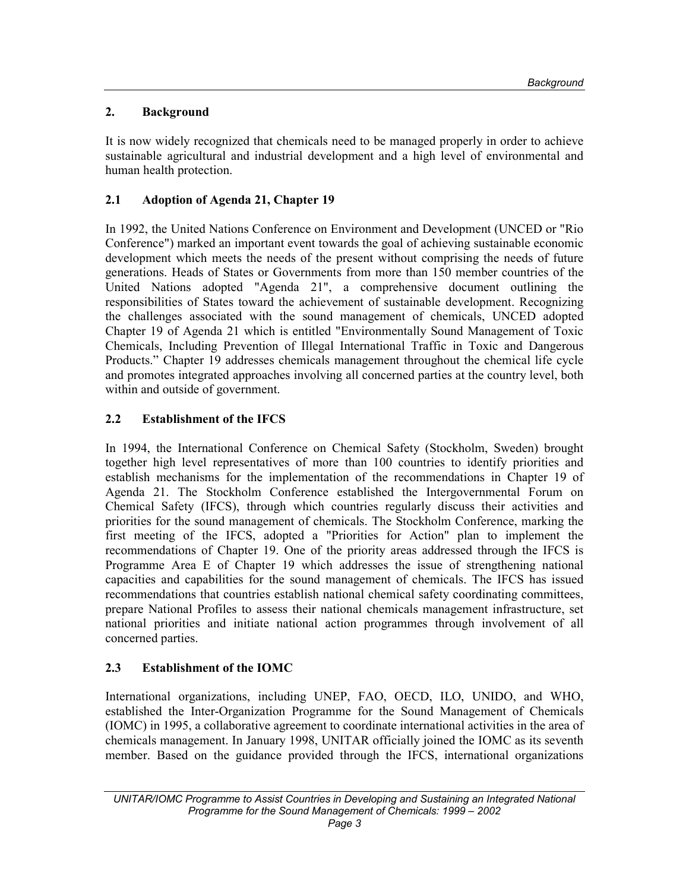## 2. Background

It is now widely recognized that chemicals need to be managed properly in order to achieve sustainable agricultural and industrial development and a high level of environmental and human health protection.

### 2.1 Adoption of Agenda 21, Chapter 19

In 1992, the United Nations Conference on Environment and Development (UNCED or "Rio Conference") marked an important event towards the goal of achieving sustainable economic development which meets the needs of the present without comprising the needs of future generations. Heads of States or Governments from more than 150 member countries of the United Nations adopted "Agenda 21", a comprehensive document outlining the responsibilities of States toward the achievement of sustainable development. Recognizing the challenges associated with the sound management of chemicals, UNCED adopted Chapter 19 of Agenda 21 which is entitled "Environmentally Sound Management of Toxic Chemicals, Including Prevention of Illegal International Traffic in Toxic and Dangerous Products." Chapter 19 addresses chemicals management throughout the chemical life cycle and promotes integrated approaches involving all concerned parties at the country level, both within and outside of government.

### 2.2 Establishment of the IFCS

In 1994, the International Conference on Chemical Safety (Stockholm, Sweden) brought together high level representatives of more than 100 countries to identify priorities and establish mechanisms for the implementation of the recommendations in Chapter 19 of Agenda 21. The Stockholm Conference established the Intergovernmental Forum on Chemical Safety (IFCS), through which countries regularly discuss their activities and priorities for the sound management of chemicals. The Stockholm Conference, marking the first meeting of the IFCS, adopted a "Priorities for Action" plan to implement the recommendations of Chapter 19. One of the priority areas addressed through the IFCS is Programme Area E of Chapter 19 which addresses the issue of strengthening national capacities and capabilities for the sound management of chemicals. The IFCS has issued recommendations that countries establish national chemical safety coordinating committees, prepare National Profiles to assess their national chemicals management infrastructure, set national priorities and initiate national action programmes through involvement of all concerned parties.

### 2.3 Establishment of the IOMC

International organizations, including UNEP, FAO, OECD, ILO, UNIDO, and WHO, established the Inter-Organization Programme for the Sound Management of Chemicals (IOMC) in 1995, a collaborative agreement to coordinate international activities in the area of chemicals management. In January 1998, UNITAR officially joined the IOMC as its seventh member. Based on the guidance provided through the IFCS, international organizations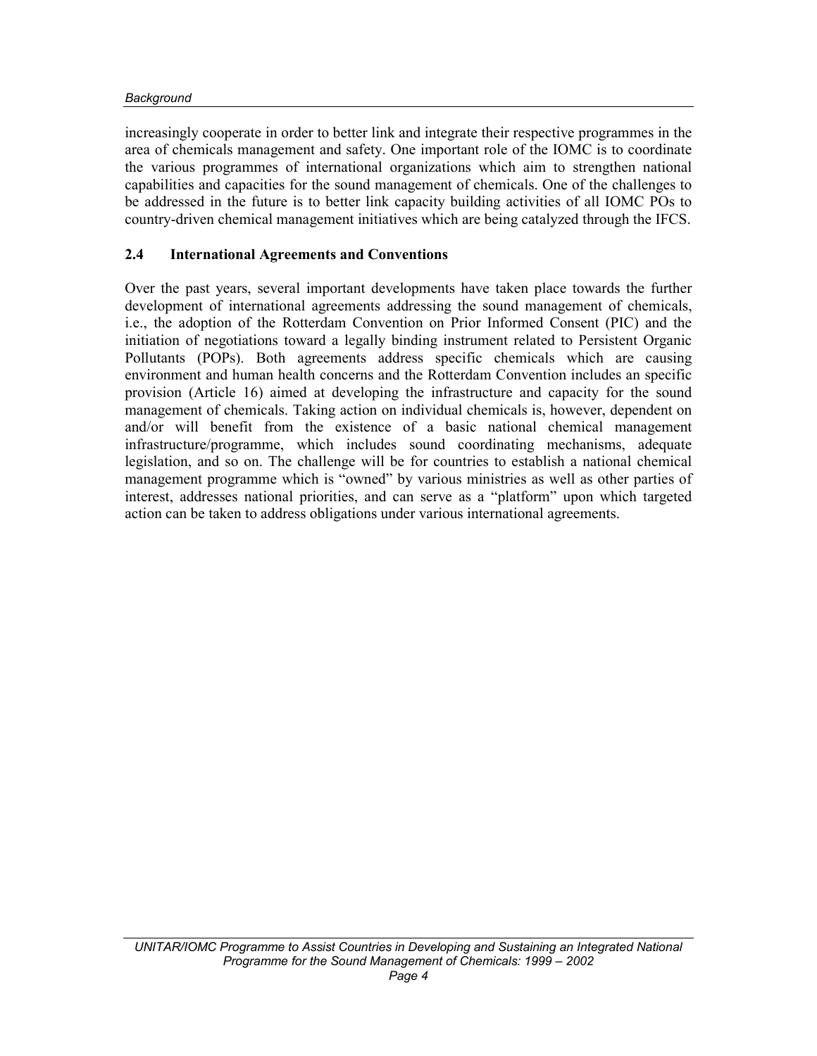increasingly cooperate in order to better link and integrate their respective programmes in the area of chemicals management and safety. One important role of the IOMC is to coordinate the various programmes of international organizations which aim to strengthen national capabilities and capacities for the sound management of chemicals. One of the challenges to be addressed in the future is to better link capacity building activities of all IOMC POs to country-driven chemical management initiatives which are being catalyzed through the IFCS.

## 2.4 International Agreements and Conventions

Over the past years, several important developments have taken place towards the further development of international agreements addressing the sound management of chemicals, i.e., the adoption of the Rotterdam Convention on Prior Informed Consent (PIC) and the initiation of negotiations toward a legally binding instrument related to Persistent Organic Pollutants (POPs). Both agreements address specific chemicals which are causing environment and human health concerns and the Rotterdam Convention includes an specific provision (Article 16) aimed at developing the infrastructure and capacity for the sound management of chemicals. Taking action on individual chemicals is, however, dependent on and/or will benefit from the existence of a basic national chemical management infrastructure/programme, which includes sound coordinating mechanisms, adequate legislation, and so on. The challenge will be for countries to establish a national chemical management programme which is "owned" by various ministries as well as other parties of interest, addresses national priorities, and can serve as a "platform" upon which targeted action can be taken to address obligations under various international agreements.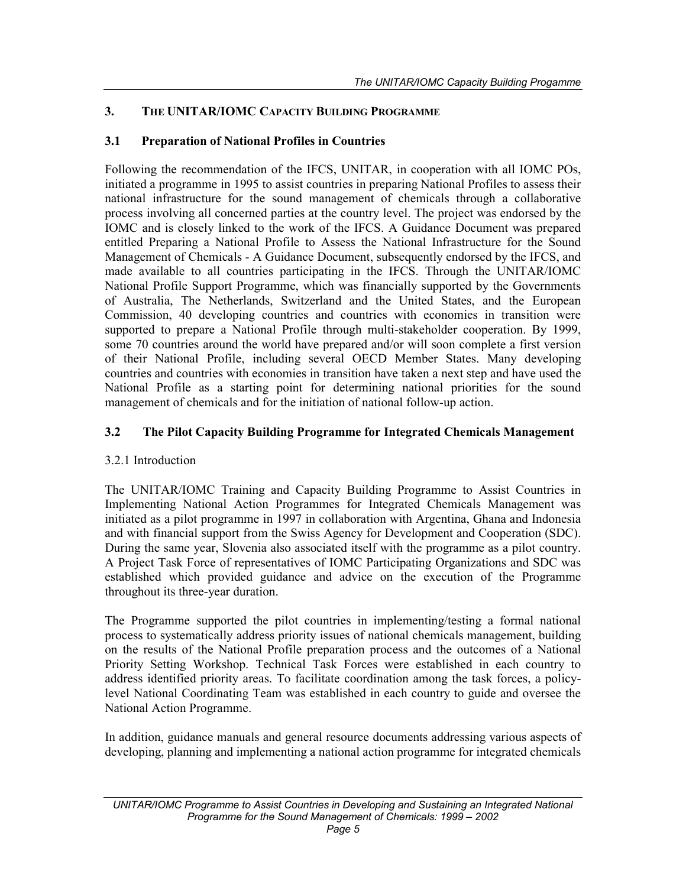# 3. The UNITAR/IOMC Capacity Building Programme

## 3.1 Preparation of National Profiles in Countries

Following the recommendation of the IFCS, UNITAR, in cooperation with all IOMC POs, initiated a programme in 1995 to assist countries in preparing National Profiles to assess their national infrastructure for the sound management of chemicals through a collaborative process involving all concerned parties at the country level. The project was endorsed by the IOMC and is closely linked to the work of the IFCS. A Guidance Document was prepared entitled Preparing a National Profile to Assess the National Infrastructure for the Sound Management of Chemicals - A Guidance Document, subsequently endorsed by the IFCS, and made available to all countries participating in the IFCS. Through the UNITAR/IOMC National Profile Support Programme, which was financially supported by the Governments of Australia, The Netherlands, Switzerland and the United States, and the European Commission, 40 developing countries and countries with economies in transition were supported to prepare a National Profile through multi-stakeholder cooperation. By 1999, some 70 countries around the world have prepared and/or will soon complete a first version of their National Profile, including several OECD Member States. Many developing countries and countries with economies in transition have taken a next step and have used the National Profile as a starting point for determining national priorities for the sound management of chemicals and for the initiation of national follow-up action.

## 3.2 The Pilot Capacity Building Programme for Integrated Chemicals Management

### 3.2.1 Introduction

The UNITAR/IOMC Training and Capacity Building Programme to Assist Countries in Implementing National Action Programmes for Integrated Chemicals Management was initiated as a pilot programme in 1997 in collaboration with Argentina, Ghana and Indonesia and with financial support from the Swiss Agency for Development and Cooperation (SDC). During the same year, Slovenia also associated itself with the programme as a pilot country. A Project Task Force of representatives of IOMC Participating Organizations and SDC was established which provided guidance and advice on the execution of the Programme throughout its three-year duration.

The Programme supported the pilot countries in implementing/testing a formal national process to systematically address priority issues of national chemicals management, building on the results of the National Profile preparation process and the outcomes of a National Priority Setting Workshop. Technical Task Forces were established in each country to address identified priority areas. To facilitate coordination among the task forces, a policy-level National Coordinating Team was established in each country to guide and oversee the National Action Programme.

In addition, guidance manuals and general resource documents addressing various aspects of developing, planning and implementing a national action programme for integrated chemicals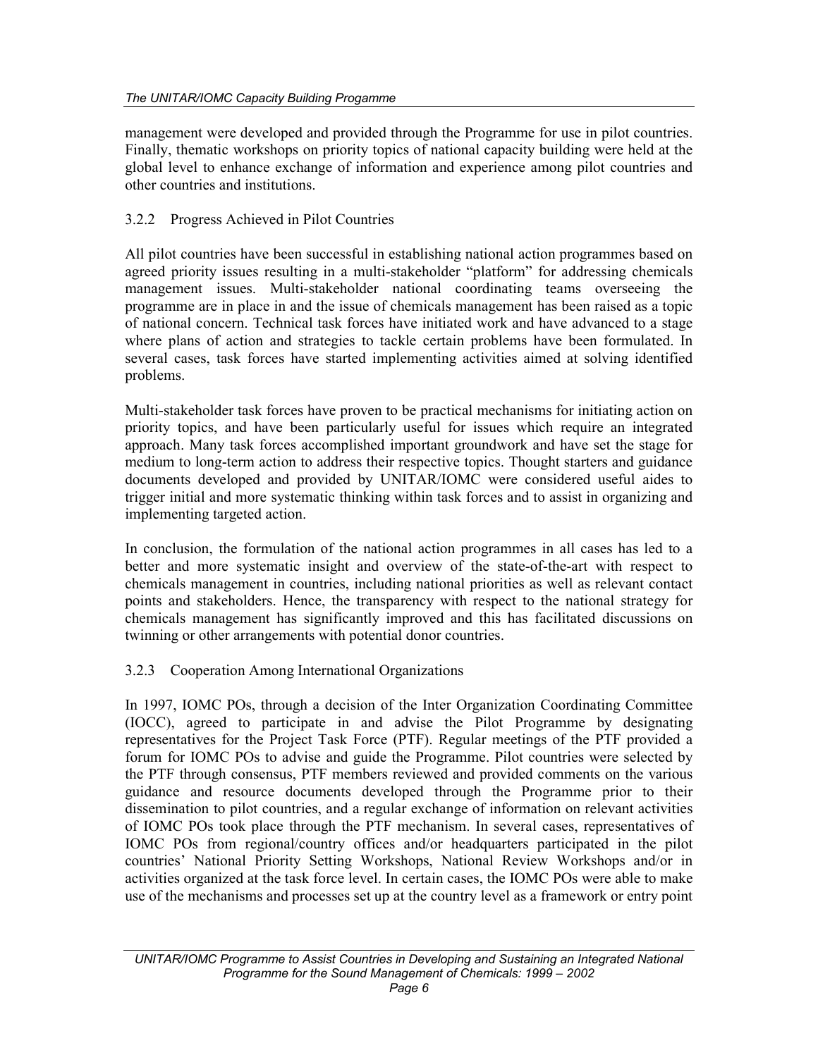management were developed and provided through the Programme for use in pilot countries. Finally, thematic workshops on priority topics of national capacity building were held at the global level to enhance exchange of information and experience among pilot countries and other countries and institutions.

### 3.2.2 Progress Achieved in Pilot Countries

All pilot countries have been successful in establishing national action programmes based on agreed priority issues resulting in a multi-stakeholder "platform" for addressing chemicals management issues. Multi-stakeholder national coordinating teams overseeing the programme are in place in and the issue of chemicals management has been raised as a topic of national concern. Technical task forces have initiated work and have advanced to a stage where plans of action and strategies to tackle certain problems have been formulated. In several cases, task forces have started implementing activities aimed at solving identified problems.

Multi-stakeholder task forces have proven to be practical mechanisms for initiating action on priority topics, and have been particularly useful for issues which require an integrated approach. Many task forces accomplished important groundwork and have set the stage for medium to long-term action to address their respective topics. Thought starters and guidance documents developed and provided by UNITAR/IOMC were considered useful aides to trigger initial and more systematic thinking within task forces and to assist in organizing and implementing targeted action.

In conclusion, the formulation of the national action programmes in all cases has led to a better and more systematic insight and overview of the state-of-the-art with respect to chemicals management in countries, including national priorities as well as relevant contact points and stakeholders. Hence, the transparency with respect to the national strategy for chemicals management has significantly improved and this has facilitated discussions on twinning or other arrangements with potential donor countries.

### 3.2.3 Cooperation Among International Organizations

In 1997, IOMC POs, through a decision of the Inter Organization Coordinating Committee (IOCC), agreed to participate in and advise the Pilot Programme by designating representatives for the Project Task Force (PTF). Regular meetings of the PTF provided a forum for IOMC POs to advise and guide the Programme. Pilot countries were selected by the PTF through consensus, PTF members reviewed and provided comments on the various guidance and resource documents developed through the Programme prior to their dissemination to pilot countries, and a regular exchange of information on relevant activities of IOMC POs took place through the PTF mechanism. In several cases, representatives of IOMC POs from regional/country offices and/or headquarters participated in the pilot countries' National Priority Setting Workshops, National Review Workshops and/or in activities organized at the task force level. In certain cases, the IOMC POs were able to make use of the mechanisms and processes set up at the country level as a framework or entry point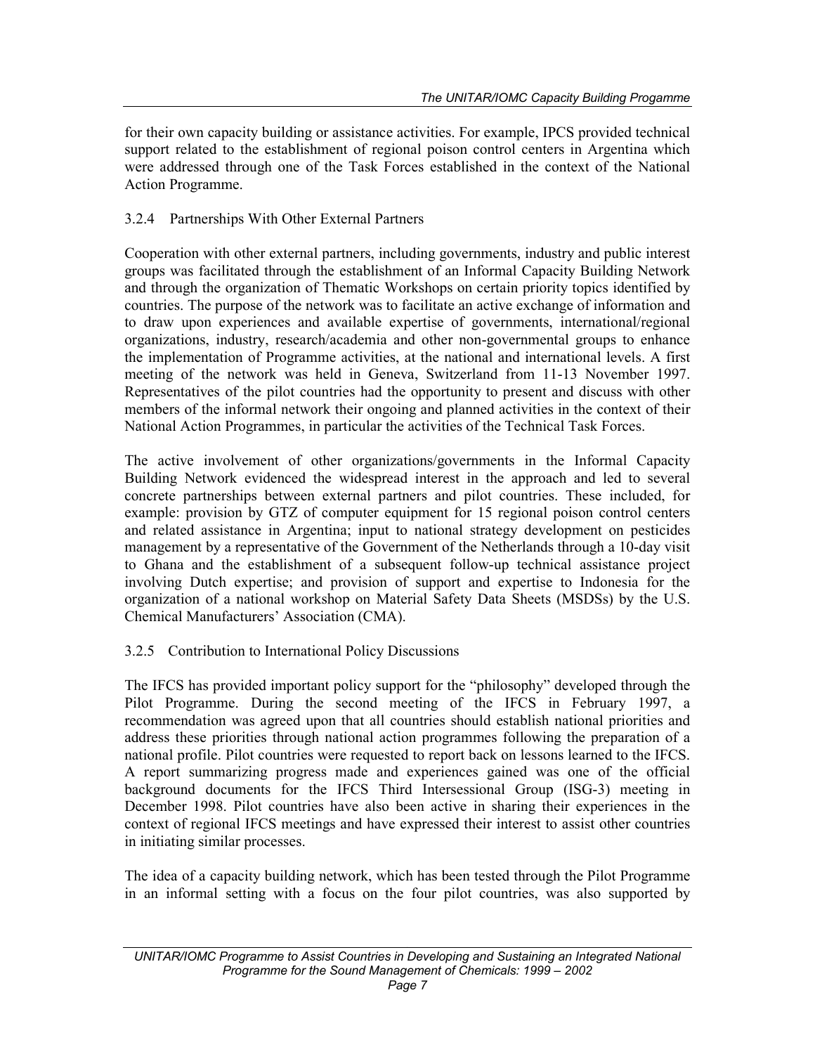for their own capacity building or assistance activities. For example, IPCS provided technical support related to the establishment of regional poison control centers in Argentina which were addressed through one of the Task Forces established in the context of the National Action Programme.

#### 3.2.4 Partnerships With Other External Partners

Cooperation with other external partners, including governments, industry and public interest groups was facilitated through the establishment of an Informal Capacity Building Network and through the organization of Thematic Workshops on certain priority topics identified by countries. The purpose of the network was to facilitate an active exchange of information and to draw upon experiences and available expertise of governments, international/regional organizations, industry, research/academia and other non-governmental groups to enhance the implementation of Programme activities, at the national and international levels. A first meeting of the network was held in Geneva, Switzerland from 11-13 November 1997. Representatives of the pilot countries had the opportunity to present and discuss with other members of the informal network their ongoing and planned activities in the context of their National Action Programmes, in particular the activities of the Technical Task Forces.

The active involvement of other organizations/governments in the Informal Capacity Building Network evidenced the widespread interest in the approach and led to several concrete partnerships between external partners and pilot countries. These included, for example: provision by GTZ of computer equipment for 15 regional poison control centers and related assistance in Argentina; input to national strategy development on pesticides management by a representative of the Government of the Netherlands through a 10-day visit to Ghana and the establishment of a subsequent follow-up technical assistance project involving Dutch expertise; and provision of support and expertise to Indonesia for the organization of a national workshop on Material Safety Data Sheets (MSDSs) by the U.S. Chemical Manufacturers' Association (CMA).

#### 3.2.5 Contribution to International Policy Discussions

The IFCS has provided important policy support for the "philosophy" developed through the Pilot Programme. During the second meeting of the IFCS in February 1997, a recommendation was agreed upon that all countries should establish national priorities and address these priorities through national action programmes following the preparation of a national profile. Pilot countries were requested to report back on lessons learned to the IFCS. A report summarizing progress made and experiences gained was one of the official background documents for the IFCS Third Intersessional Group (ISG-3) meeting in December 1998. Pilot countries have also been active in sharing their experiences in the context of regional IFCS meetings and have expressed their interest to assist other countries in initiating similar processes.

The idea of a capacity building network, which has been tested through the Pilot Programme in an informal setting with a focus on the four pilot countries, was also supported by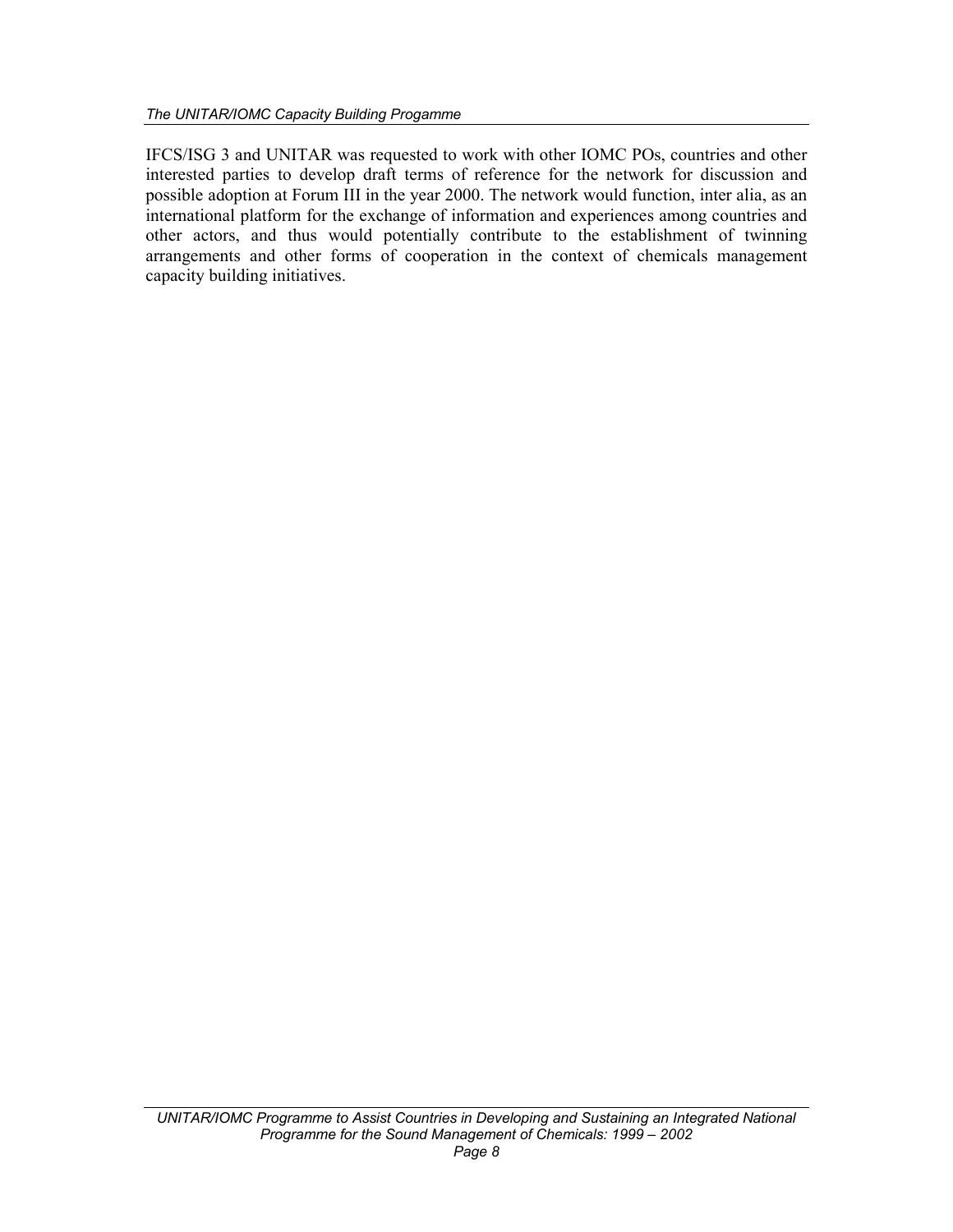IFCS/ISG 3 and UNITAR was requested to work with other IOMC POs, countries and other interested parties to develop draft terms of reference for the network for discussion and possible adoption at Forum III in the year 2000. The network would function, inter alia, as an international platform for the exchange of information and experiences among countries and other actors, and thus would potentially contribute to the establishment of twinning arrangements and other forms of cooperation in the context of chemicals management capacity building initiatives.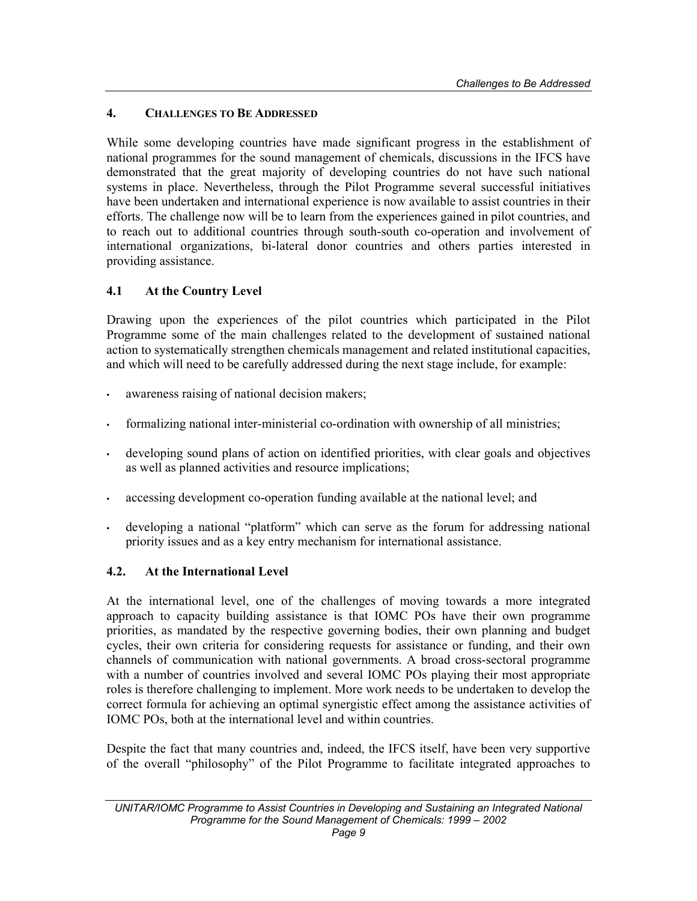## 4. Challenges to Be Addressed

While some developing countries have made significant progress in the establishment of national programmes for the sound management of chemicals, discussions in the IFCS have demonstrated that the great majority of developing countries do not have such national systems in place. Nevertheless, through the Pilot Programme several successful initiatives have been undertaken and international experience is now available to assist countries in their efforts. The challenge now will be to learn from the experiences gained in pilot countries, and to reach out to additional countries through south-south co-operation and involvement of international organizations, bi-lateral donor countries and others parties interested in providing assistance.

### 4.1 At the Country Level

Drawing upon the experiences of the pilot countries which participated in the Pilot Programme some of the main challenges related to the development of sustained national action to systematically strengthen chemicals management and related institutional capacities, and which will need to be carefully addressed during the next stage include, for example:

- awareness raising of national decision makers;
- formalizing national inter-ministerial co-ordination with ownership of all ministries;
- developing sound plans of action on identified priorities, with clear goals and objectives as well as planned activities and resource implications;
- accessing development co-operation funding available at the national level; and
- developing a national "platform" which can serve as the forum for addressing national priority issues and as a key entry mechanism for international assistance.

### 4.2. At the International Level

At the international level, one of the challenges of moving towards a more integrated approach to capacity building assistance is that IOMC POs have their own programme priorities, as mandated by the respective governing bodies, their own planning and budget cycles, their own criteria for considering requests for assistance or funding, and their own channels of communication with national governments. A broad cross-sectoral programme with a number of countries involved and several IOMC POs playing their most appropriate roles is therefore challenging to implement. More work needs to be undertaken to develop the correct formula for achieving an optimal synergistic effect among the assistance activities of IOMC POs, both at the international level and within countries.

Despite the fact that many countries and, indeed, the IFCS itself, have been very supportive of the overall "philosophy" of the Pilot Programme to facilitate integrated approaches to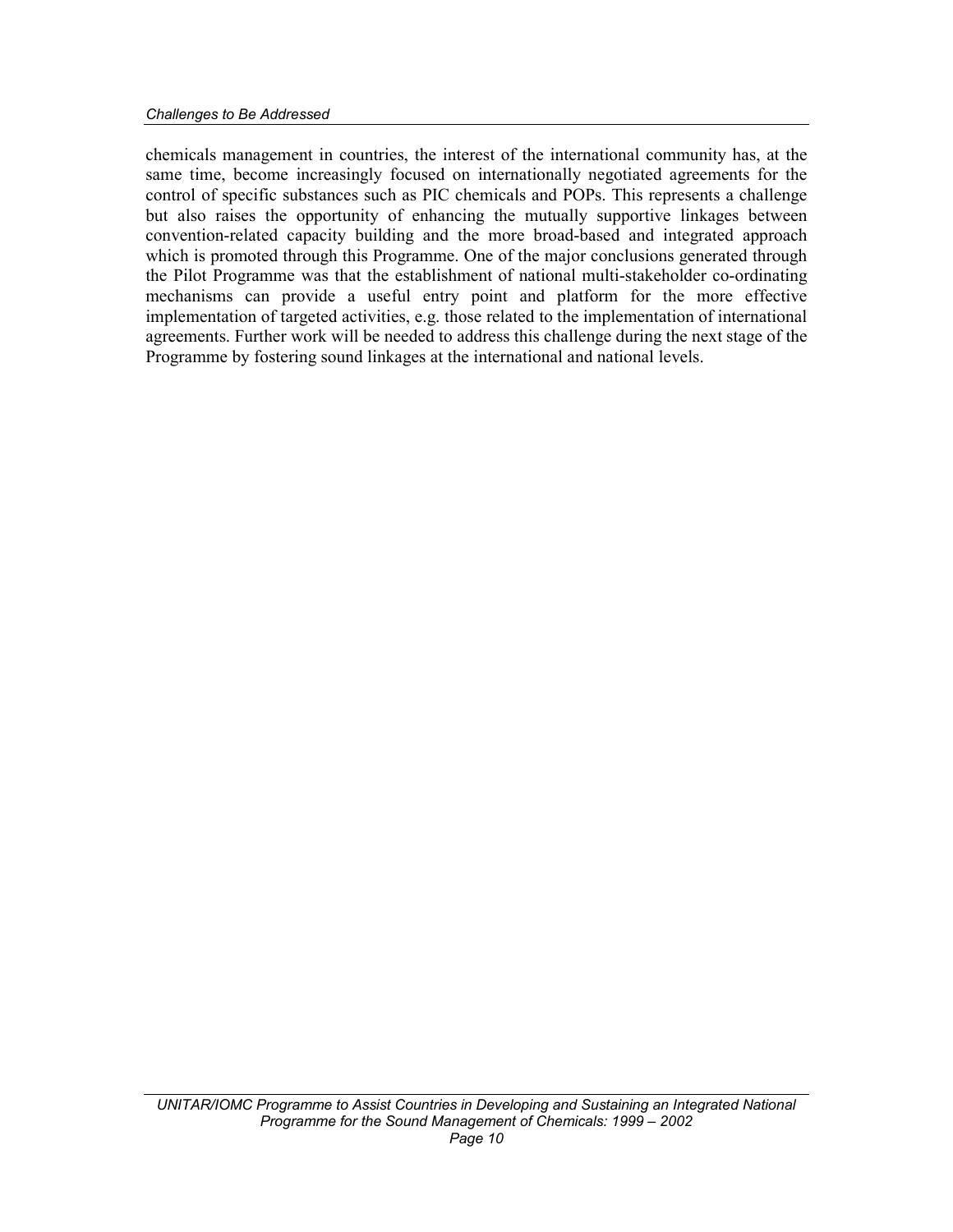chemicals management in countries, the interest of the international community has, at the same time, become increasingly focused on internationally negotiated agreements for the control of specific substances such as PIC chemicals and POPs. This represents a challenge but also raises the opportunity of enhancing the mutually supportive linkages between convention-related capacity building and the more broad-based and integrated approach which is promoted through this Programme. One of the major conclusions generated through the Pilot Programme was that the establishment of national multi-stakeholder co-ordinating mechanisms can provide a useful entry point and platform for the more effective implementation of targeted activities, e.g. those related to the implementation of international agreements. Further work will be needed to address this challenge during the next stage of the Programme by fostering sound linkages at the international and national levels.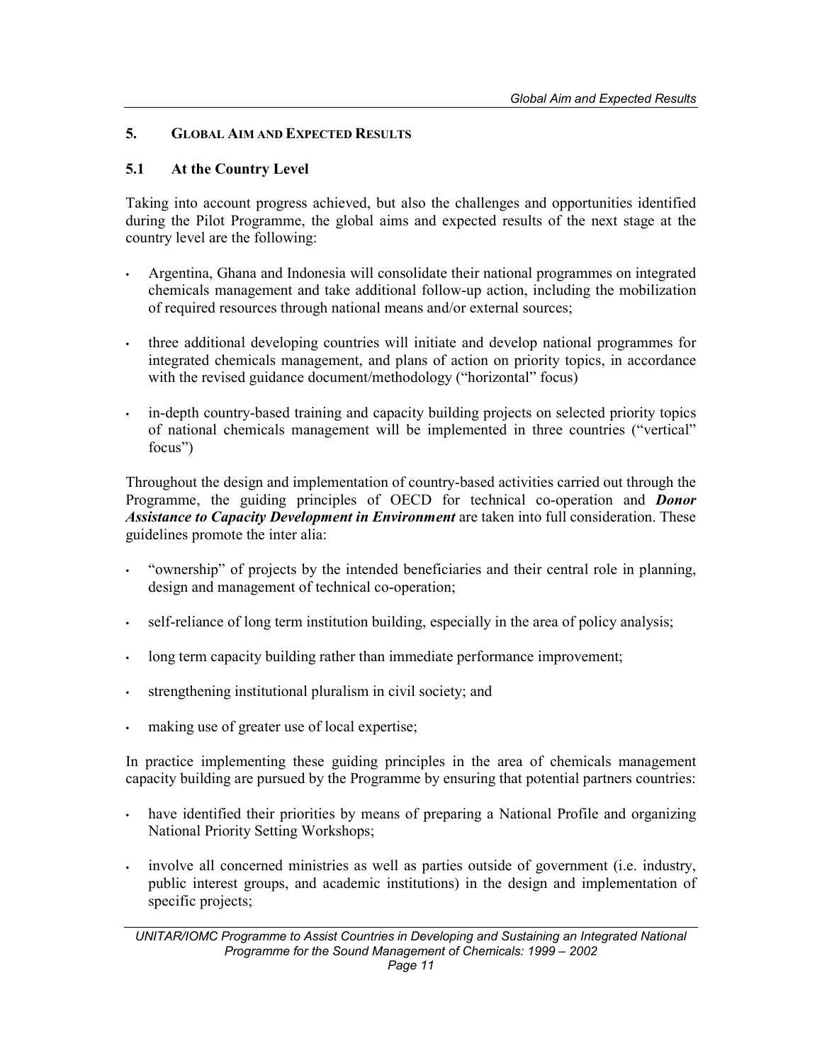## 5. GLOBAL AIM AND EXPECTED RESULTS

### 5.1 At the Country Level

Taking into account progress achieved, but also the challenges and opportunities identified during the Pilot Programme, the global aims and expected results of the next stage at the country level are the following:

- Argentina, Ghana and Indonesia will consolidate their national programmes on integrated chemicals management and take additional follow-up action, including the mobilization of required resources through national means and/or external sources;
- three additional developing countries will initiate and develop national programmes for integrated chemicals management, and plans of action on priority topics, in accordance with the revised guidance document/methodology ("horizontal" focus)
- in-depth country-based training and capacity building projects on selected priority topics of national chemicals management will be implemented in three countries ("vertical" focus")

Throughout the design and implementation of country-based activities carried out through the Programme, the guiding principles of OECD for technical co-operation and ***Donor Assistance to Capacity Development in Environment*** are taken into full consideration. These guidelines promote the inter alia:

- "ownership" of projects by the intended beneficiaries and their central role in planning, design and management of technical co-operation;
- self-reliance of long term institution building, especially in the area of policy analysis;
- long term capacity building rather than immediate performance improvement;
- strengthening institutional pluralism in civil society; and
- making use of greater use of local expertise;

In practice implementing these guiding principles in the area of chemicals management capacity building are pursued by the Programme by ensuring that potential partners countries:

- have identified their priorities by means of preparing a National Profile and organizing National Priority Setting Workshops;
- involve all concerned ministries as well as parties outside of government (i.e. industry, public interest groups, and academic institutions) in the design and implementation of specific projects;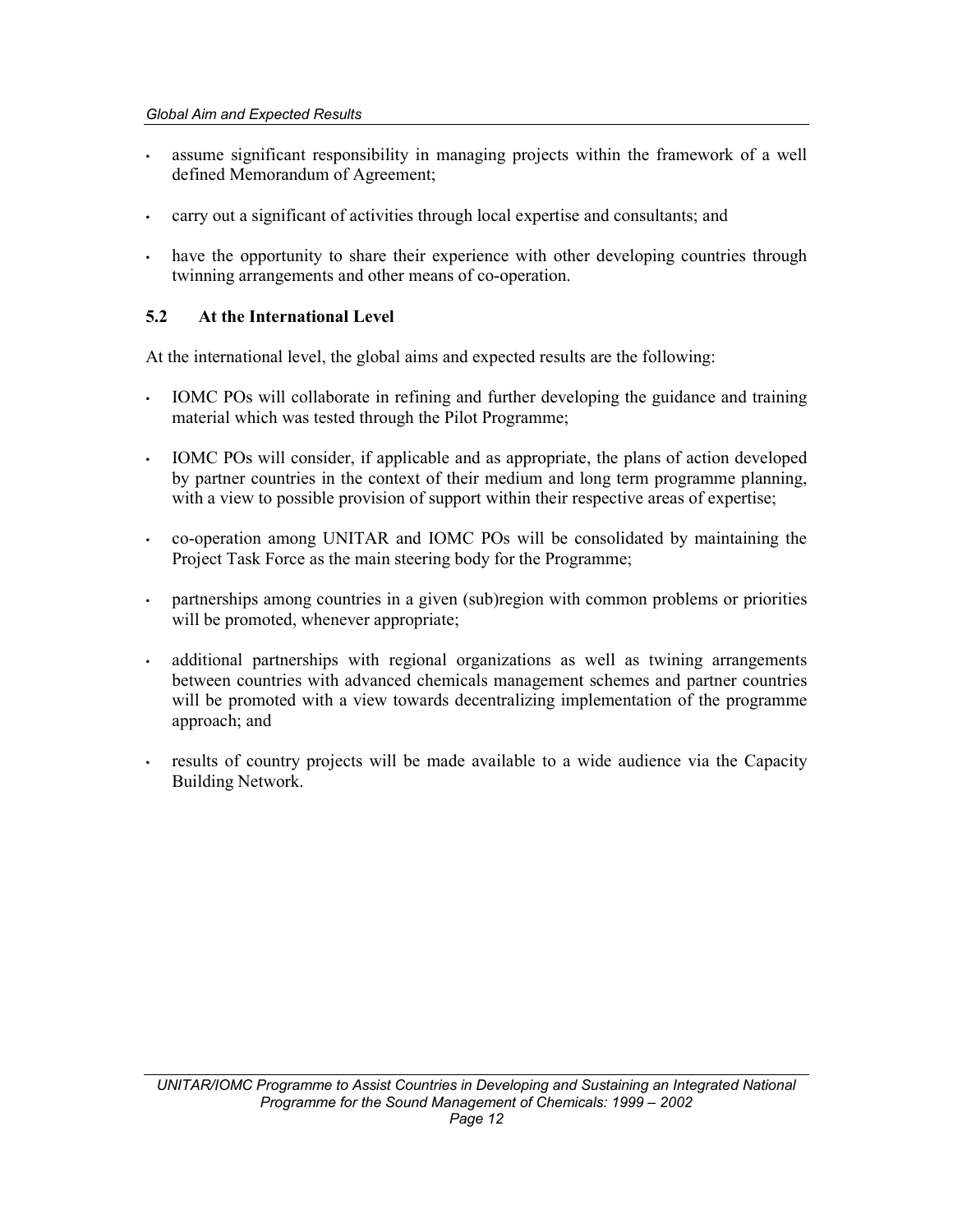- assume significant responsibility in managing projects within the framework of a well defined Memorandum of Agreement;
- carry out a significant of activities through local expertise and consultants; and
- have the opportunity to share their experience with other developing countries through twinning arrangements and other means of co-operation.

## 5.2 At the International Level

At the international level, the global aims and expected results are the following:

- IOMC POs will collaborate in refining and further developing the guidance and training material which was tested through the Pilot Programme;
- IOMC POs will consider, if applicable and as appropriate, the plans of action developed by partner countries in the context of their medium and long term programme planning, with a view to possible provision of support within their respective areas of expertise;
- co-operation among UNITAR and IOMC POs will be consolidated by maintaining the Project Task Force as the main steering body for the Programme;
- partnerships among countries in a given (sub)region with common problems or priorities will be promoted, whenever appropriate;
- additional partnerships with regional organizations as well as twining arrangements between countries with advanced chemicals management schemes and partner countries will be promoted with a view towards decentralizing implementation of the programme approach; and
- results of country projects will be made available to a wide audience via the Capacity Building Network.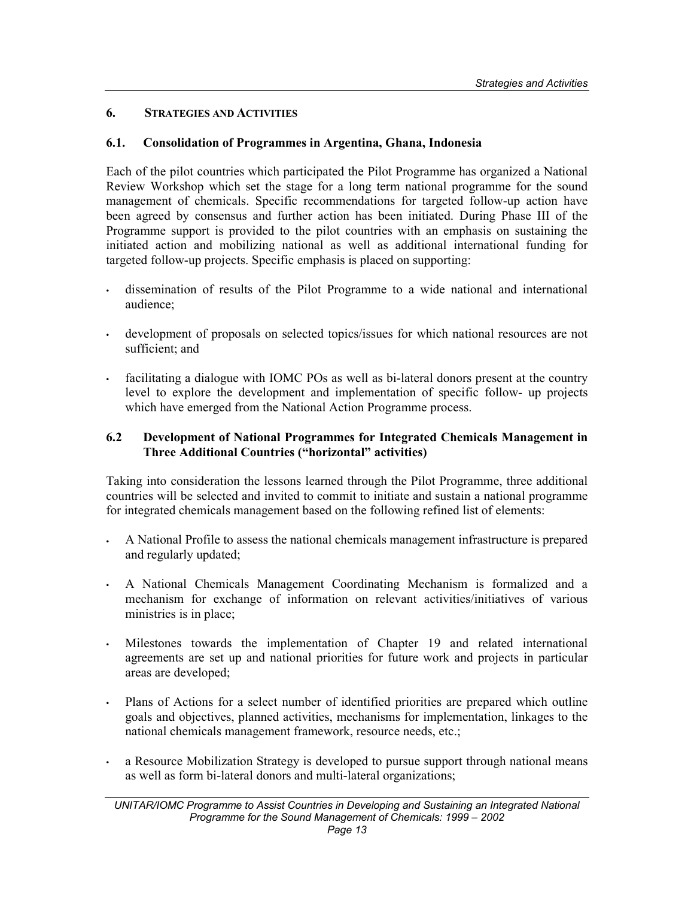## 6. Strategies and Activities

### 6.1. Consolidation of Programmes in Argentina, Ghana, Indonesia

Each of the pilot countries which participated the Pilot Programme has organized a National Review Workshop which set the stage for a long term national programme for the sound management of chemicals. Specific recommendations for targeted follow-up action have been agreed by consensus and further action has been initiated. During Phase III of the Programme support is provided to the pilot countries with an emphasis on sustaining the initiated action and mobilizing national as well as additional international funding for targeted follow-up projects. Specific emphasis is placed on supporting:

- dissemination of results of the Pilot Programme to a wide national and international audience;
- development of proposals on selected topics/issues for which national resources are not sufficient; and
- facilitating a dialogue with IOMC POs as well as bi-lateral donors present at the country level to explore the development and implementation of specific follow- up projects which have emerged from the National Action Programme process.

### 6.2 Development of National Programmes for Integrated Chemicals Management in Three Additional Countries ("horizontal" activities)

Taking into consideration the lessons learned through the Pilot Programme, three additional countries will be selected and invited to commit to initiate and sustain a national programme for integrated chemicals management based on the following refined list of elements:

- A National Profile to assess the national chemicals management infrastructure is prepared and regularly updated;
- A National Chemicals Management Coordinating Mechanism is formalized and a mechanism for exchange of information on relevant activities/initiatives of various ministries is in place;
- Milestones towards the implementation of Chapter 19 and related international agreements are set up and national priorities for future work and projects in particular areas are developed;
- Plans of Actions for a select number of identified priorities are prepared which outline goals and objectives, planned activities, mechanisms for implementation, linkages to the national chemicals management framework, resource needs, etc.;
- a Resource Mobilization Strategy is developed to pursue support through national means as well as form bi-lateral donors and multi-lateral organizations;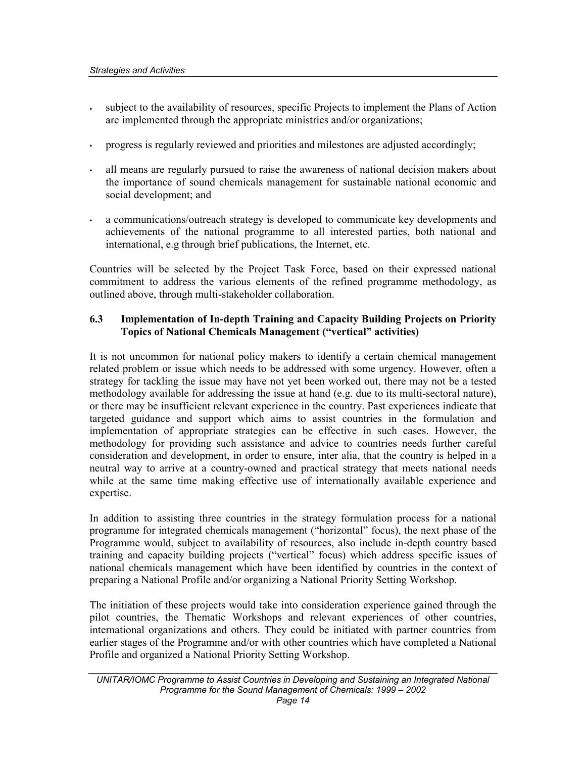- subject to the availability of resources, specific Projects to implement the Plans of Action are implemented through the appropriate ministries and/or organizations;
- progress is regularly reviewed and priorities and milestones are adjusted accordingly;
- all means are regularly pursued to raise the awareness of national decision makers about the importance of sound chemicals management for sustainable national economic and social development; and
- a communications/outreach strategy is developed to communicate key developments and achievements of the national programme to all interested parties, both national and international, e.g through brief publications, the Internet, etc.

Countries will be selected by the Project Task Force, based on their expressed national commitment to address the various elements of the refined programme methodology, as outlined above, through multi-stakeholder collaboration.

### 6.3 Implementation of In-depth Training and Capacity Building Projects on Priority Topics of National Chemicals Management ("vertical" activities)

It is not uncommon for national policy makers to identify a certain chemical management related problem or issue which needs to be addressed with some urgency. However, often a strategy for tackling the issue may have not yet been worked out, there may not be a tested methodology available for addressing the issue at hand (e.g. due to its multi-sectoral nature), or there may be insufficient relevant experience in the country. Past experiences indicate that targeted guidance and support which aims to assist countries in the formulation and implementation of appropriate strategies can be effective in such cases. However, the methodology for providing such assistance and advice to countries needs further careful consideration and development, in order to ensure, inter alia, that the country is helped in a neutral way to arrive at a country-owned and practical strategy that meets national needs while at the same time making effective use of internationally available experience and expertise.

In addition to assisting three countries in the strategy formulation process for a national programme for integrated chemicals management ("horizontal" focus), the next phase of the Programme would, subject to availability of resources, also include in-depth country based training and capacity building projects ("vertical" focus) which address specific issues of national chemicals management which have been identified by countries in the context of preparing a National Profile and/or organizing a National Priority Setting Workshop.

The initiation of these projects would take into consideration experience gained through the pilot countries, the Thematic Workshops and relevant experiences of other countries, international organizations and others. They could be initiated with partner countries from earlier stages of the Programme and/or with other countries which have completed a National Profile and organized a National Priority Setting Workshop.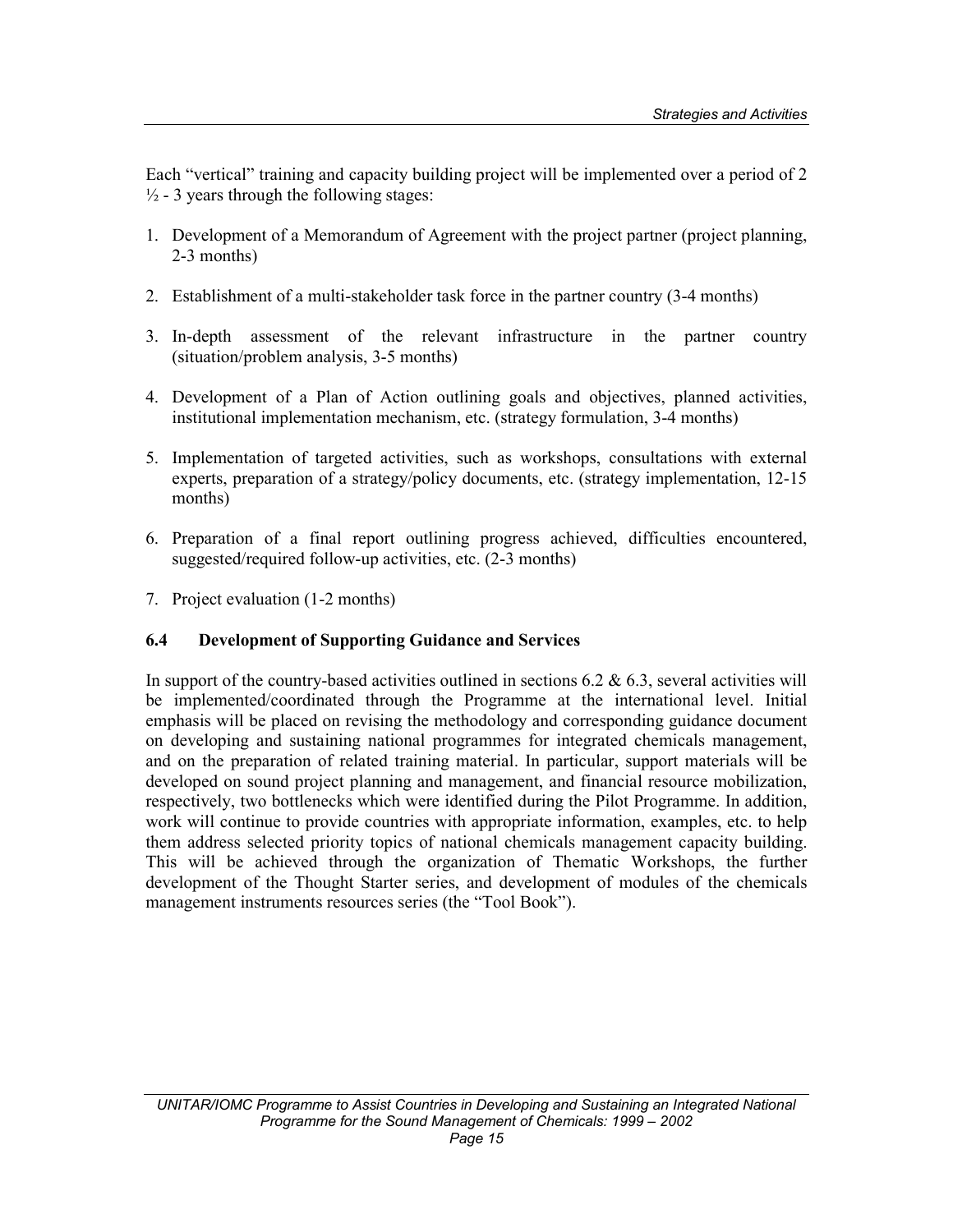Each "vertical" training and capacity building project will be implemented over a period of 2 ½ - 3 years through the following stages:

1. Development of a Memorandum of Agreement with the project partner (project planning, 2-3 months)
2. Establishment of a multi-stakeholder task force in the partner country (3-4 months)
3. In-depth assessment of the relevant infrastructure in the partner country (situation/problem analysis, 3-5 months)
4. Development of a Plan of Action outlining goals and objectives, planned activities, institutional implementation mechanism, etc. (strategy formulation, 3-4 months)
5. Implementation of targeted activities, such as workshops, consultations with external experts, preparation of a strategy/policy documents, etc. (strategy implementation, 12-15 months)
6. Preparation of a final report outlining progress achieved, difficulties encountered, suggested/required follow-up activities, etc. (2-3 months)
7. Project evaluation (1-2 months)

### 6.4 Development of Supporting Guidance and Services

In support of the country-based activities outlined in sections 6.2 & 6.3, several activities will be implemented/coordinated through the Programme at the international level. Initial emphasis will be placed on revising the methodology and corresponding guidance document on developing and sustaining national programmes for integrated chemicals management, and on the preparation of related training material. In particular, support materials will be developed on sound project planning and management, and financial resource mobilization, respectively, two bottlenecks which were identified during the Pilot Programme. In addition, work will continue to provide countries with appropriate information, examples, etc. to help them address selected priority topics of national chemicals management capacity building. This will be achieved through the organization of Thematic Workshops, the further development of the Thought Starter series, and development of modules of the chemicals management instruments resources series (the "Tool Book").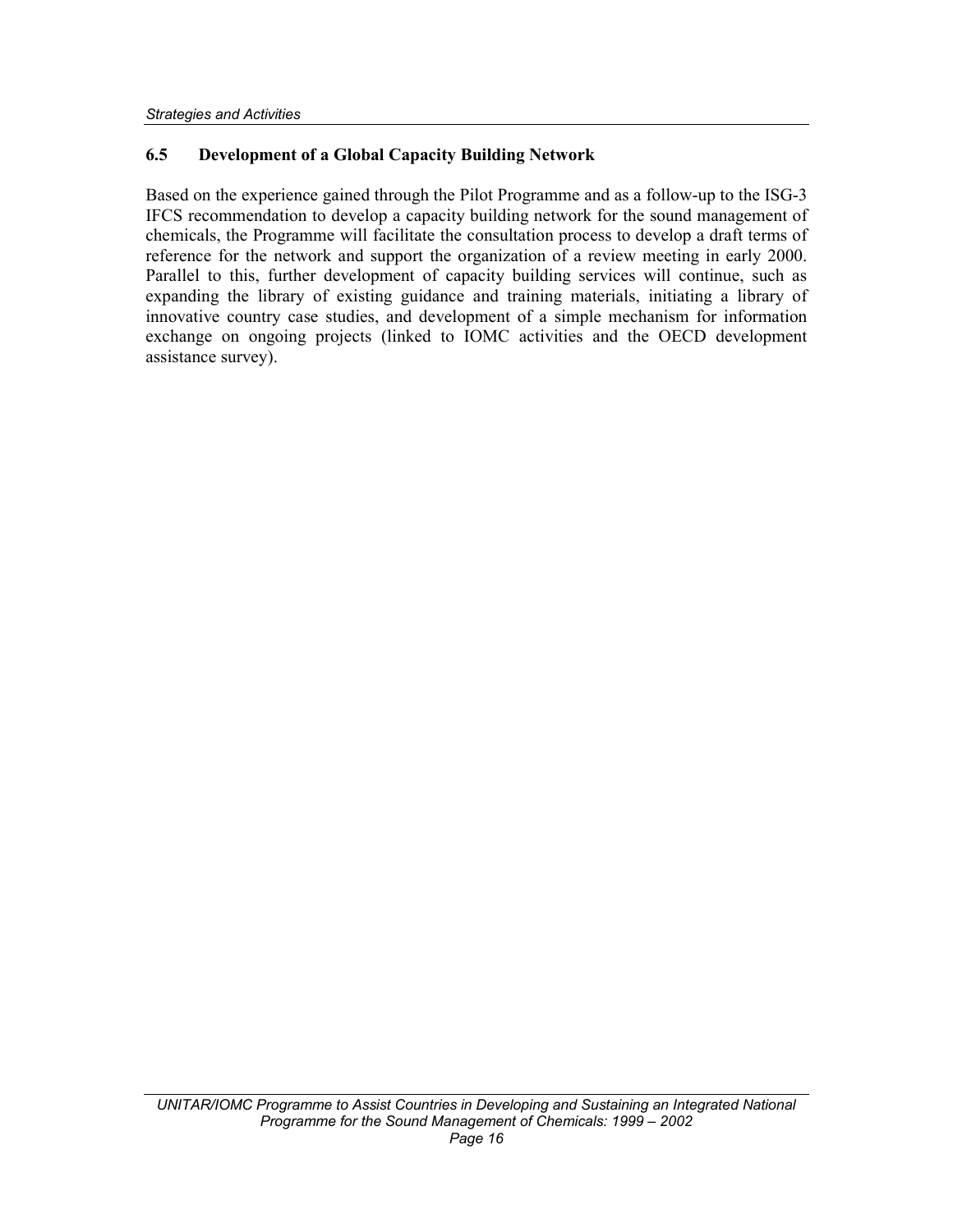## 6.5 Development of a Global Capacity Building Network

Based on the experience gained through the Pilot Programme and as a follow-up to the ISG-3 IFCS recommendation to develop a capacity building network for the sound management of chemicals, the Programme will facilitate the consultation process to develop a draft terms of reference for the network and support the organization of a review meeting in early 2000. Parallel to this, further development of capacity building services will continue, such as expanding the library of existing guidance and training materials, initiating a library of innovative country case studies, and development of a simple mechanism for information exchange on ongoing projects (linked to IOMC activities and the OECD development assistance survey).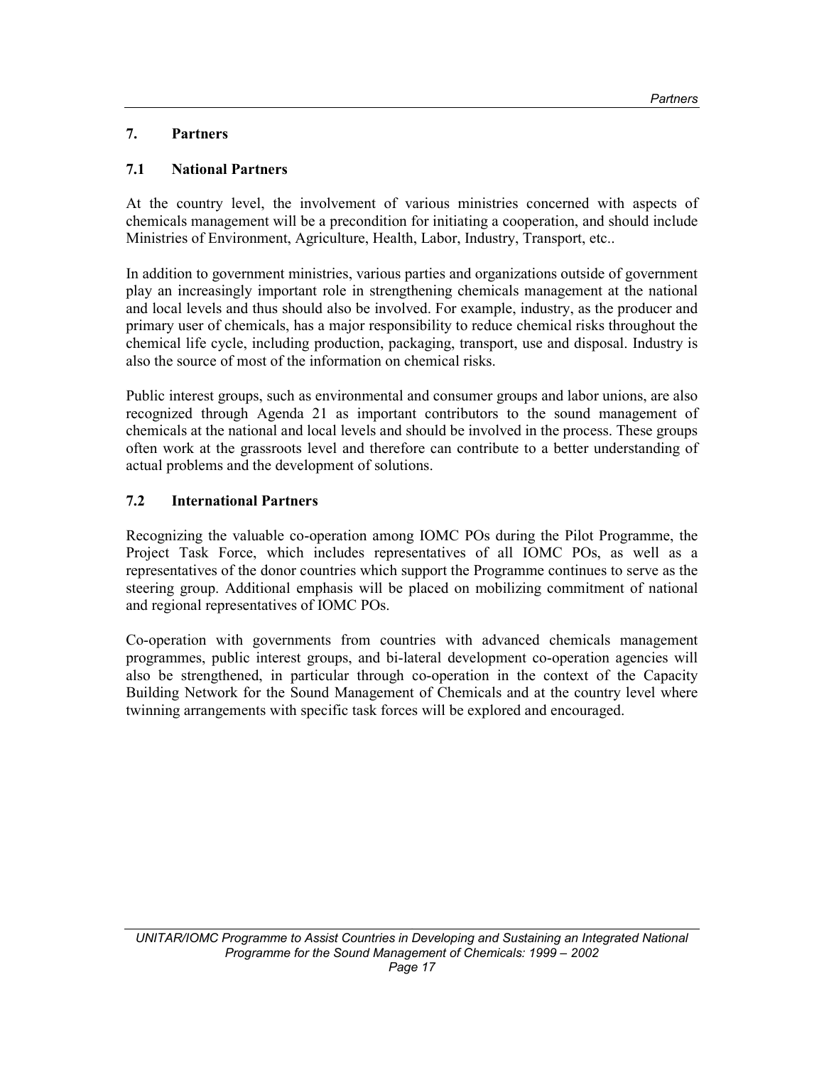## 7. Partners

### 7.1 National Partners

At the country level, the involvement of various ministries concerned with aspects of chemicals management will be a precondition for initiating a cooperation, and should include Ministries of Environment, Agriculture, Health, Labor, Industry, Transport, etc..

In addition to government ministries, various parties and organizations outside of government play an increasingly important role in strengthening chemicals management at the national and local levels and thus should also be involved. For example, industry, as the producer and primary user of chemicals, has a major responsibility to reduce chemical risks throughout the chemical life cycle, including production, packaging, transport, use and disposal. Industry is also the source of most of the information on chemical risks.

Public interest groups, such as environmental and consumer groups and labor unions, are also recognized through Agenda 21 as important contributors to the sound management of chemicals at the national and local levels and should be involved in the process. These groups often work at the grassroots level and therefore can contribute to a better understanding of actual problems and the development of solutions.

### 7.2 International Partners

Recognizing the valuable co-operation among IOMC POs during the Pilot Programme, the Project Task Force, which includes representatives of all IOMC POs, as well as a representatives of the donor countries which support the Programme continues to serve as the steering group. Additional emphasis will be placed on mobilizing commitment of national and regional representatives of IOMC POs.

Co-operation with governments from countries with advanced chemicals management programmes, public interest groups, and bi-lateral development co-operation agencies will also be strengthened, in particular through co-operation in the context of the Capacity Building Network for the Sound Management of Chemicals and at the country level where twinning arrangements with specific task forces will be explored and encouraged.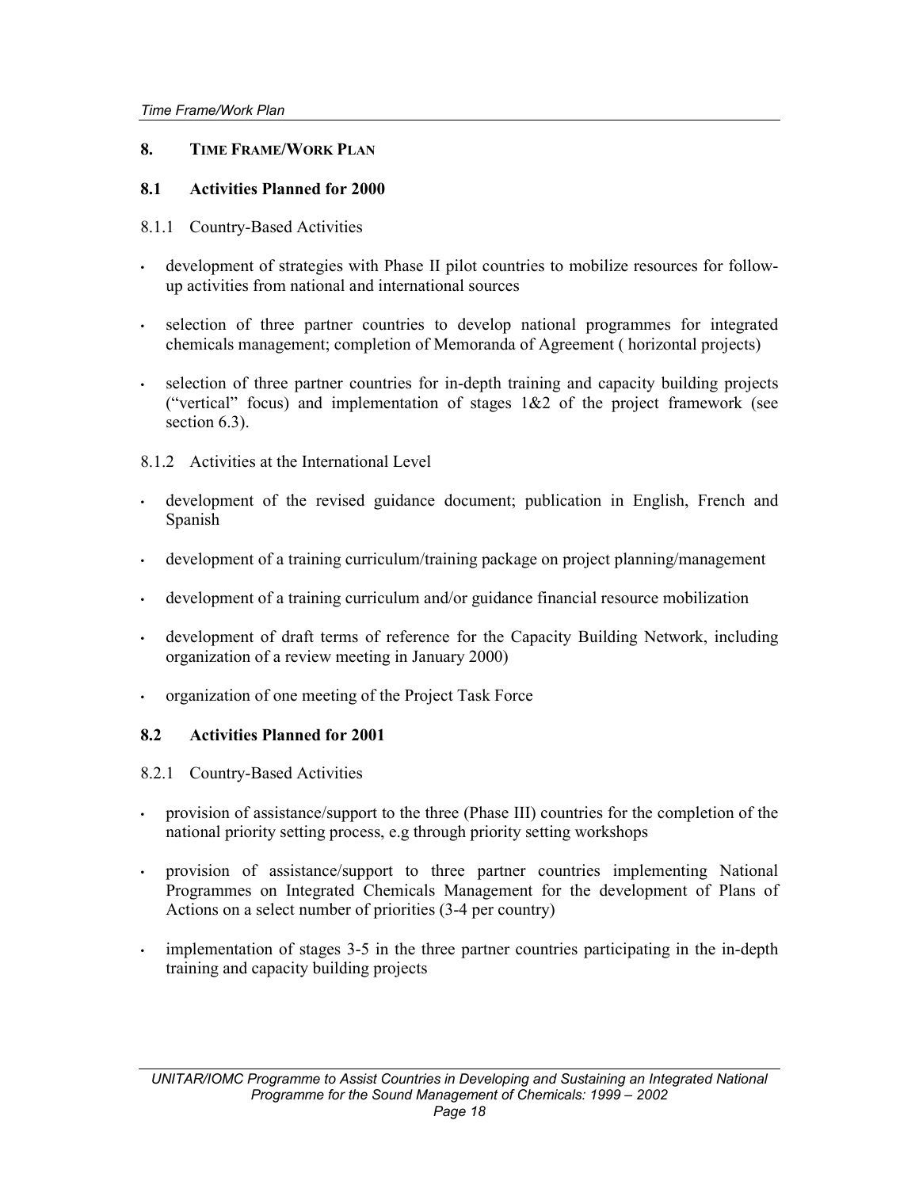## 8. TIME FRAME/WORK PLAN

### 8.1 Activities Planned for 2000

8.1.1 Country-Based Activities

- development of strategies with Phase II pilot countries to mobilize resources for follow-up activities from national and international sources
- selection of three partner countries to develop national programmes for integrated chemicals management; completion of Memoranda of Agreement ( horizontal projects)
- selection of three partner countries for in-depth training and capacity building projects ("vertical" focus) and implementation of stages 1&2 of the project framework (see section 6.3).

8.1.2 Activities at the International Level

- development of the revised guidance document; publication in English, French and Spanish
- development of a training curriculum/training package on project planning/management
- development of a training curriculum and/or guidance financial resource mobilization
- development of draft terms of reference for the Capacity Building Network, including organization of a review meeting in January 2000)
- organization of one meeting of the Project Task Force

### 8.2 Activities Planned for 2001

8.2.1 Country-Based Activities

- provision of assistance/support to the three (Phase III) countries for the completion of the national priority setting process, e.g through priority setting workshops
- provision of assistance/support to three partner countries implementing National Programmes on Integrated Chemicals Management for the development of Plans of Actions on a select number of priorities (3-4 per country)
- implementation of stages 3-5 in the three partner countries participating in the in-depth training and capacity building projects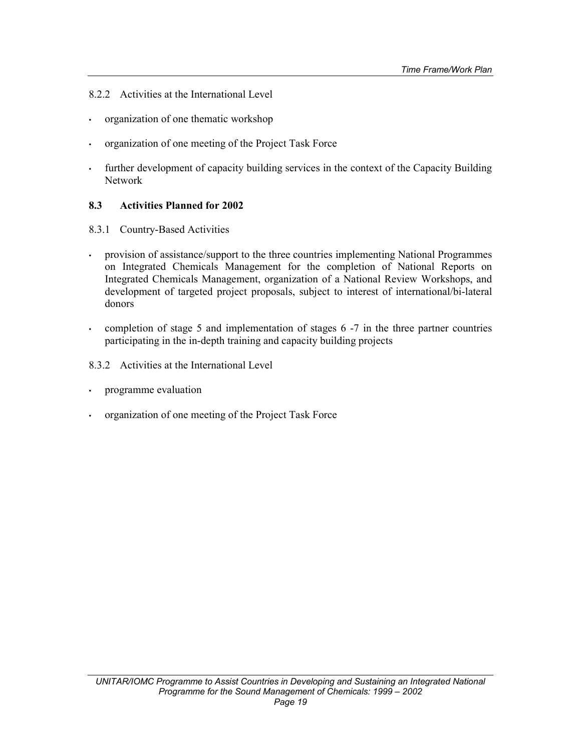8.2.2 Activities at the International Level

- organization of one thematic workshop
- organization of one meeting of the Project Task Force
- further development of capacity building services in the context of the Capacity Building Network

### 8.3 Activities Planned for 2002

8.3.1 Country-Based Activities

- provision of assistance/support to the three countries implementing National Programmes on Integrated Chemicals Management for the completion of National Reports on Integrated Chemicals Management, organization of a National Review Workshops, and development of targeted project proposals, subject to interest of international/bi-lateral donors
- completion of stage 5 and implementation of stages 6 -7 in the three partner countries participating in the in-depth training and capacity building projects

8.3.2 Activities at the International Level

- programme evaluation
- organization of one meeting of the Project Task Force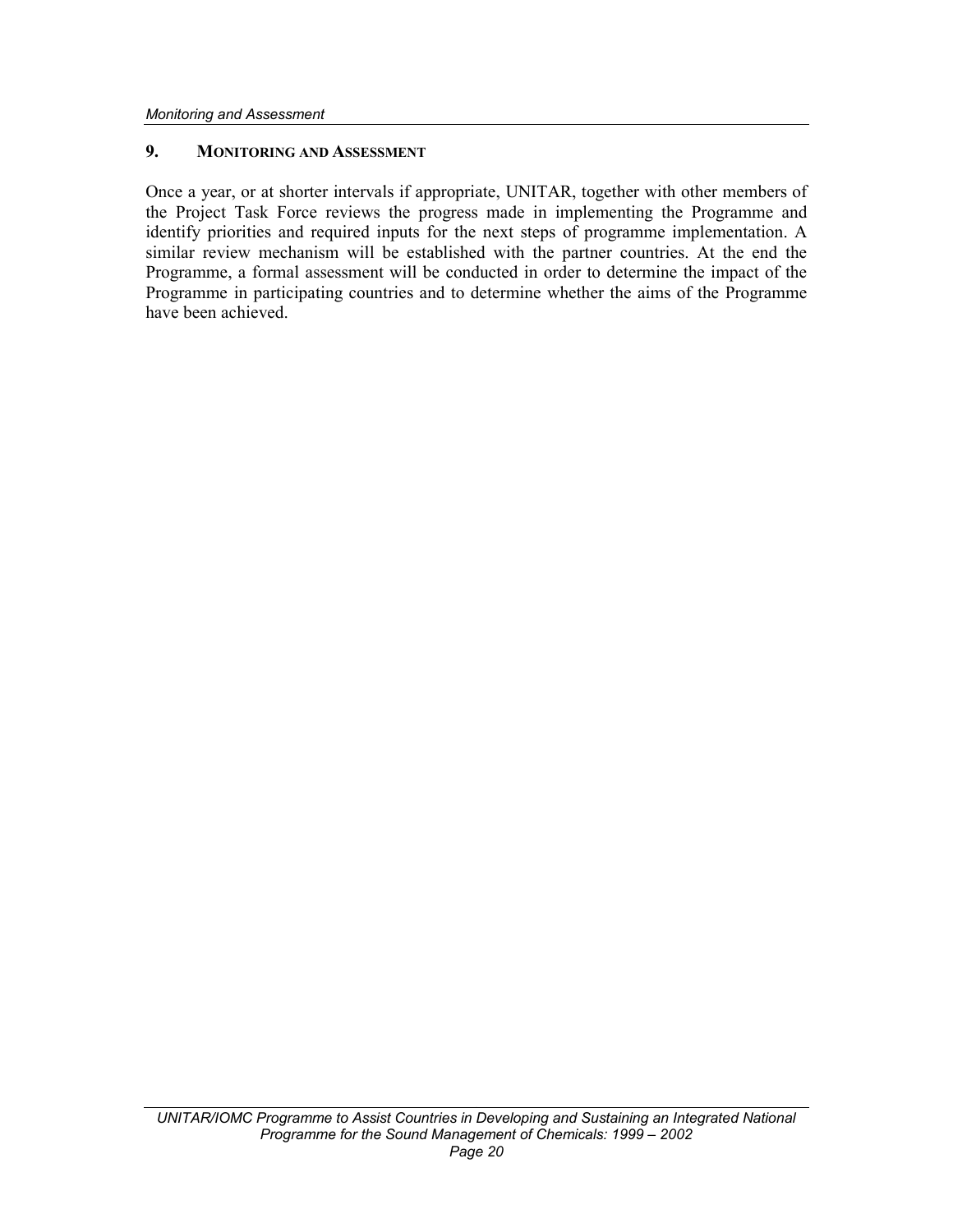## 9. MONITORING AND ASSESSMENT

Once a year, or at shorter intervals if appropriate, UNITAR, together with other members of the Project Task Force reviews the progress made in implementing the Programme and identify priorities and required inputs for the next steps of programme implementation. A similar review mechanism will be established with the partner countries. At the end the Programme, a formal assessment will be conducted in order to determine the impact of the Programme in participating countries and to determine whether the aims of the Programme have been achieved.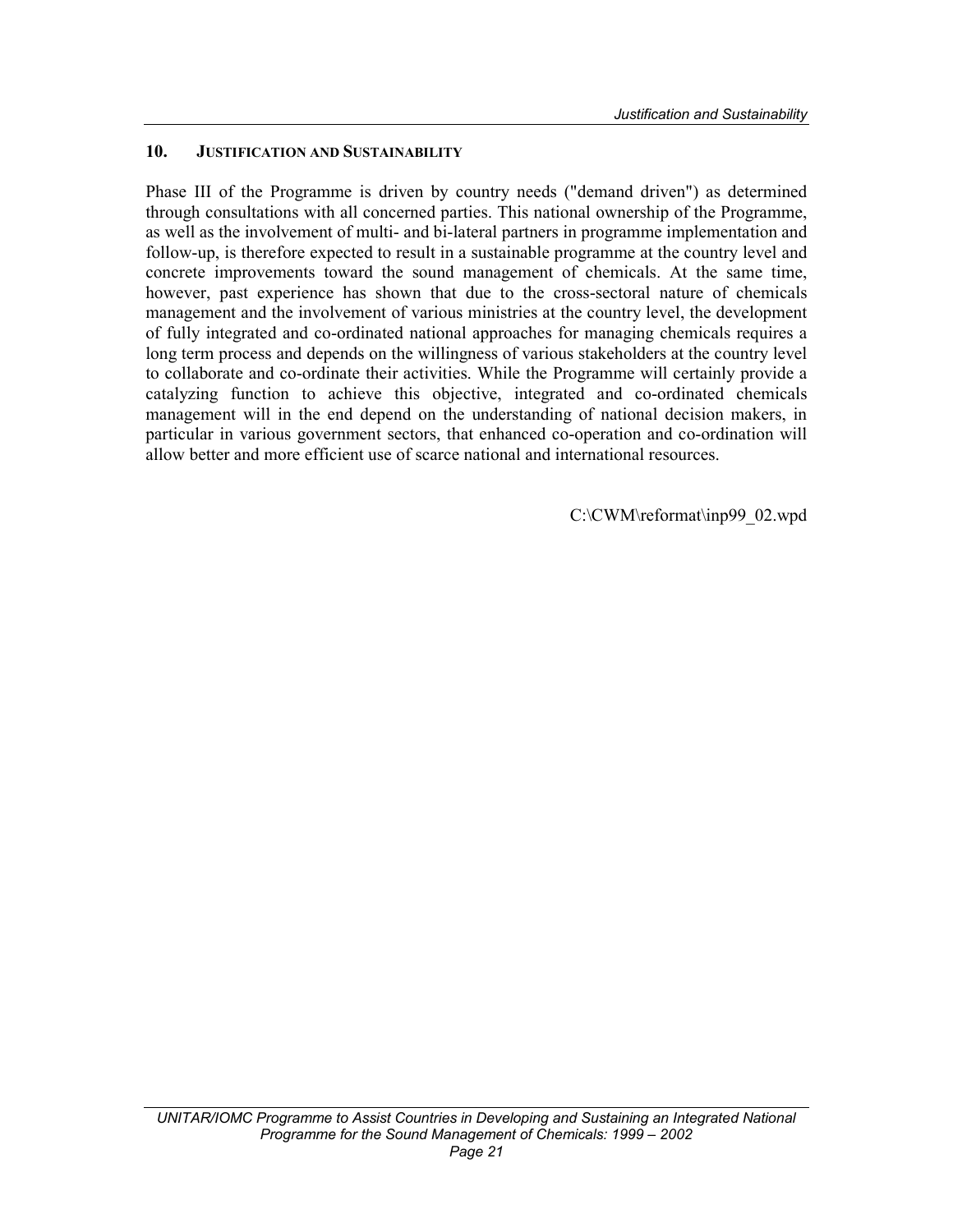## 10. JUSTIFICATION AND SUSTAINABILITY

Phase III of the Programme is driven by country needs ("demand driven") as determined through consultations with all concerned parties. This national ownership of the Programme, as well as the involvement of multi- and bi-lateral partners in programme implementation and follow-up, is therefore expected to result in a sustainable programme at the country level and concrete improvements toward the sound management of chemicals. At the same time, however, past experience has shown that due to the cross-sectoral nature of chemicals management and the involvement of various ministries at the country level, the development of fully integrated and co-ordinated national approaches for managing chemicals requires a long term process and depends on the willingness of various stakeholders at the country level to collaborate and co-ordinate their activities. While the Programme will certainly provide a catalyzing function to achieve this objective, integrated and co-ordinated chemicals management will in the end depend on the understanding of national decision makers, in particular in various government sectors, that enhanced co-operation and co-ordination will allow better and more efficient use of scarce national and international resources.

C:\CWM\reformat\inp99_02.wpd